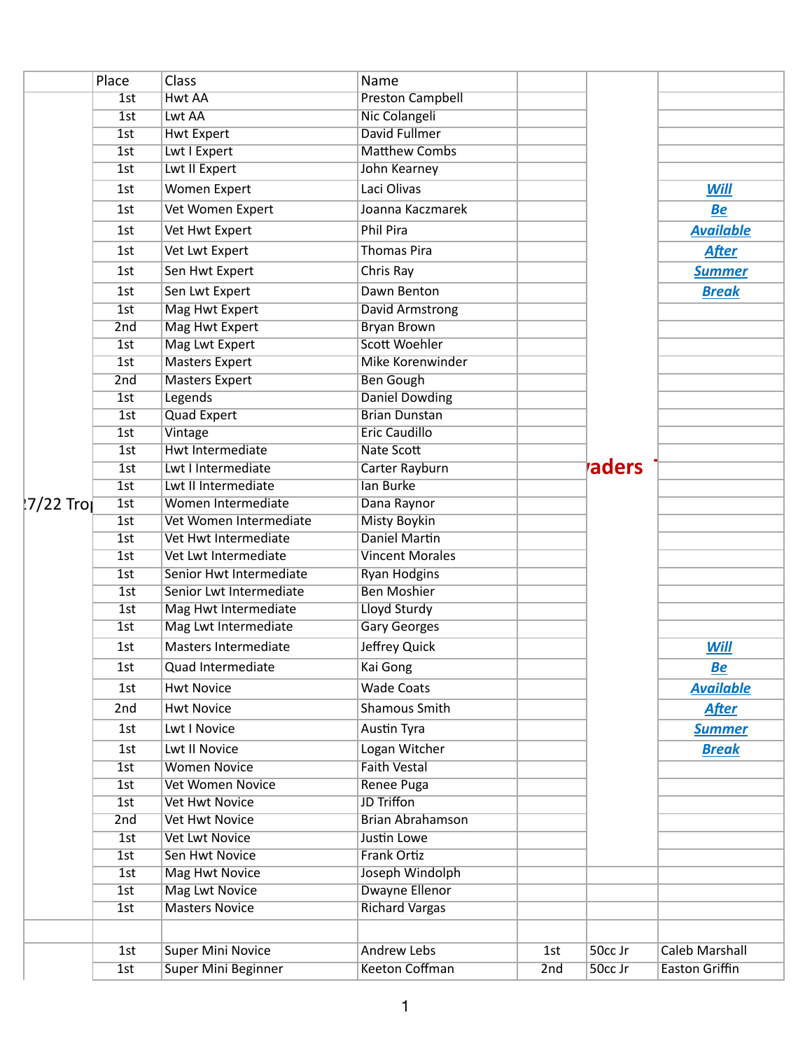|  | Place | Class | Name |  |  |  |
|---|---|---|---|---|---|---|
|  | 1st | Hwt AA | Preston Campbell |  |  |  |
|  | 1st | Lwt AA | Nic Colangeli |  |  |  |
|  | 1st | Hwt Expert | David Fullmer |  |  |  |
|  | 1st | Lwt I Expert | Matthew Combs |  |  |  |
|  | 1st | Lwt II Expert | John Kearney |  |  |  |
|  | 1st | Women Expert | Laci Olivas |  |  | ***Will*** |
|  | 1st | Vet Women Expert | Joanna Kaczmarek |  |  | ***Be*** |
|  | 1st | Vet Hwt Expert | Phil Pira |  |  | ***Available*** |
|  | 1st | Vet Lwt Expert | Thomas Pira |  |  | ***After*** |
|  | 1st | Sen Hwt Expert | Chris Ray |  |  | ***Summer*** |
|  | 1st | Sen Lwt Expert | Dawn Benton |  |  | ***Break*** |
|  | 1st | Mag Hwt Expert | David Armstrong |  |  |  |
|  | 2nd | Mag Hwt Expert | Bryan Brown |  |  |  |
|  | 1st | Mag Lwt Expert | Scott Woehler |  |  |  |
|  | 1st | Masters Expert | Mike Korenwinder |  |  |  |
|  | 2nd | Masters Expert | Ben Gough |  |  |  |
|  | 1st | Legends | Daniel Dowding |  |  |  |
|  | 1st | Quad Expert | Brian Dunstan |  |  |  |
|  | 1st | Vintage | Eric Caudillo |  |  |  |
|  | 1st | Hwt Intermediate | Nate Scott |  |  |  |
|  | 1st | Lwt I Intermediate | Carter Rayburn |  | aders |  |
|  | 1st | Lwt II Intermediate | Ian Burke |  |  |  |
| 7/22 Tro | 1st | Women Intermediate | Dana Raynor |  |  |  |
|  | 1st | Vet Women Intermediate | Misty Boykin |  |  |  |
|  | 1st | Vet Hwt Intermediate | Daniel Martin |  |  |  |
|  | 1st | Vet Lwt Intermediate | Vincent Morales |  |  |  |
|  | 1st | Senior Hwt Intermediate | Ryan Hodgins |  |  |  |
|  | 1st | Senior Lwt Intermediate | Ben Moshier |  |  |  |
|  | 1st | Mag Hwt Intermediate | Lloyd Sturdy |  |  |  |
|  | 1st | Mag Lwt Intermediate | Gary Georges |  |  |  |
|  | 1st | Masters Intermediate | Jeffrey Quick |  |  | ***Will*** |
|  | 1st | Quad Intermediate | Kai Gong |  |  | ***Be*** |
|  | 1st | Hwt Novice | Wade Coats |  |  | ***Available*** |
|  | 2nd | Hwt Novice | Shamous Smith |  |  | ***After*** |
|  | 1st | Lwt I Novice | Austin Tyra |  |  | ***Summer*** |
|  | 1st | Lwt II Novice | Logan Witcher |  |  | ***Break*** |
|  | 1st | Women Novice | Faith Vestal |  |  |  |
|  | 1st | Vet Women Novice | Renee Puga |  |  |  |
|  | 1st | Vet Hwt Novice | JD Triffon |  |  |  |
|  | 2nd | Vet Hwt Novice | Brian Abrahamson |  |  |  |
|  | 1st | Vet Lwt Novice | Justin Lowe |  |  |  |
|  | 1st | Sen Hwt Novice | Frank Ortiz |  |  |  |
|  | 1st | Mag Hwt Novice | Joseph Windolph |  |  |  |
|  | 1st | Mag Lwt Novice | Dwayne Ellenor |  |  |  |
|  | 1st | Masters Novice | Richard Vargas |  |  |  |
|  |  |  |  |  |  |  |
|  | 1st | Super Mini Novice | Andrew Lebs | 1st | 50cc Jr | Caleb Marshall |
|  | 1st | Super Mini Beginner | Keeton Coffman | 2nd | 50cc Jr | Easton Griffin |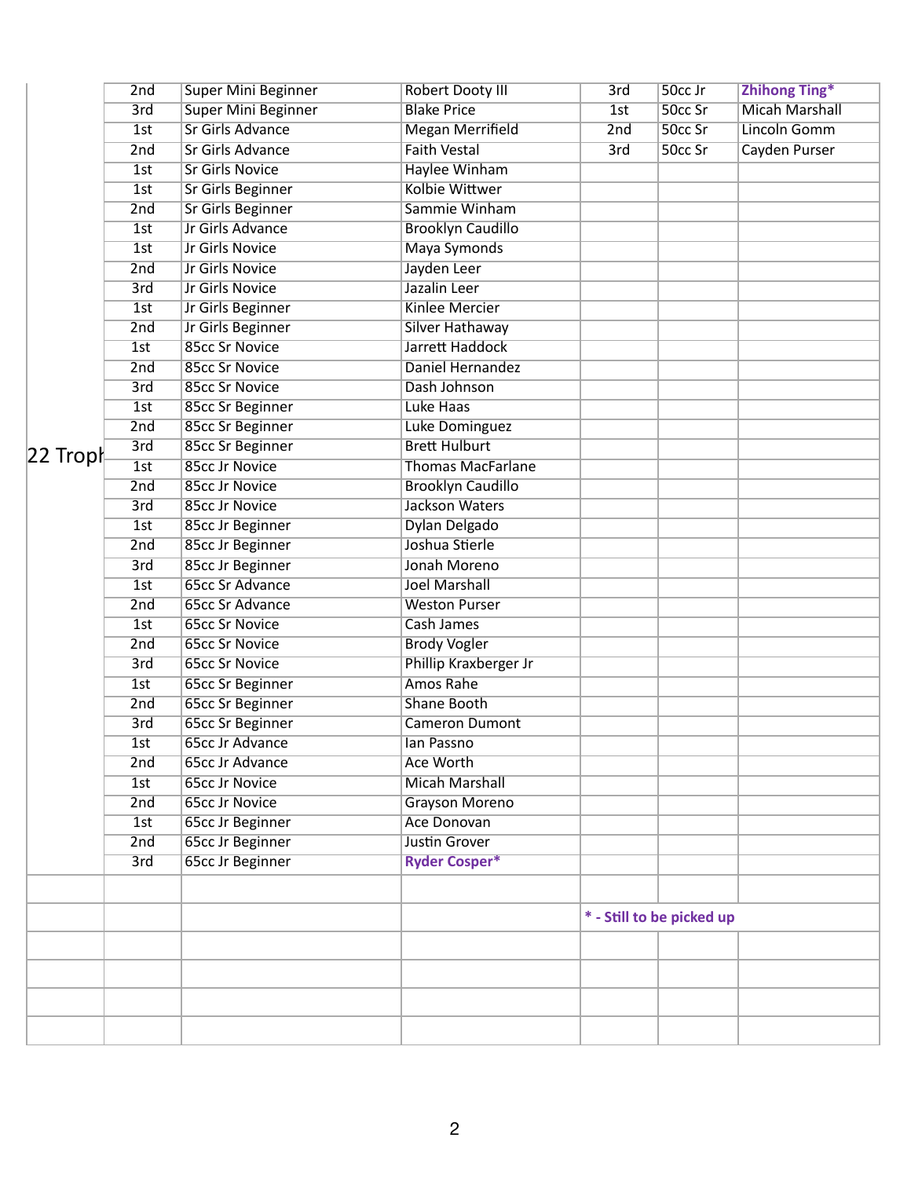| | | | | | | |
|---|---|---|---|---|---|---|
| | 2nd | Super Mini Beginner | Robert Dooty III | 3rd | 50cc Jr | **Zhihong Ting*** |
| | 3rd | Super Mini Beginner | Blake Price | 1st | 50cc Sr | Micah Marshall |
| | 1st | Sr Girls Advance | Megan Merrifield | 2nd | 50cc Sr | Lincoln Gomm |
| | 2nd | Sr Girls Advance | Faith Vestal | 3rd | 50cc Sr | Cayden Purser |
| | 1st | Sr Girls Novice | Haylee Winham | | | |
| | 1st | Sr Girls Beginner | Kolbie Wittwer | | | |
| | 2nd | Sr Girls Beginner | Sammie Winham | | | |
| | 1st | Jr Girls Advance | Brooklyn Caudillo | | | |
| | 1st | Jr Girls Novice | Maya Symonds | | | |
| | 2nd | Jr Girls Novice | Jayden Leer | | | |
| | 3rd | Jr Girls Novice | Jazalin Leer | | | |
| | 1st | Jr Girls Beginner | Kinlee Mercier | | | |
| | 2nd | Jr Girls Beginner | Silver Hathaway | | | |
| | 1st | 85cc Sr Novice | Jarrett Haddock | | | |
| | 2nd | 85cc Sr Novice | Daniel Hernandez | | | |
| | 3rd | 85cc Sr Novice | Dash Johnson | | | |
| | 1st | 85cc Sr Beginner | Luke Haas | | | |
| | 2nd | 85cc Sr Beginner | Luke Dominguez | | | |
| 22 Troph | 3rd | 85cc Sr Beginner | Brett Hulburt | | | |
| | 1st | 85cc Jr Novice | Thomas MacFarlane | | | |
| | 2nd | 85cc Jr Novice | Brooklyn Caudillo | | | |
| | 3rd | 85cc Jr Novice | Jackson Waters | | | |
| | 1st | 85cc Jr Beginner | Dylan Delgado | | | |
| | 2nd | 85cc Jr Beginner | Joshua Stierle | | | |
| | 3rd | 85cc Jr Beginner | Jonah Moreno | | | |
| | 1st | 65cc Sr Advance | Joel Marshall | | | |
| | 2nd | 65cc Sr Advance | Weston Purser | | | |
| | 1st | 65cc Sr Novice | Cash James | | | |
| | 2nd | 65cc Sr Novice | Brody Vogler | | | |
| | 3rd | 65cc Sr Novice | Phillip Kraxberger Jr | | | |
| | 1st | 65cc Sr Beginner | Amos Rahe | | | |
| | 2nd | 65cc Sr Beginner | Shane Booth | | | |
| | 3rd | 65cc Sr Beginner | Cameron Dumont | | | |
| | 1st | 65cc Jr Advance | Ian Passno | | | |
| | 2nd | 65cc Jr Advance | Ace Worth | | | |
| | 1st | 65cc Jr Novice | Micah Marshall | | | |
| | 2nd | 65cc Jr Novice | Grayson Moreno | | | |
| | 1st | 65cc Jr Beginner | Ace Donovan | | | |
| | 2nd | 65cc Jr Beginner | Justin Grover | | | |
| | 3rd | 65cc Jr Beginner | **Ryder Cosper*** | | | |
| | | | | | | |
| | | | | **\* - Still to be picked up** | | |
| | | | | | | |
| | | | | | | |
| | | | | | | |
| | | | | | | |